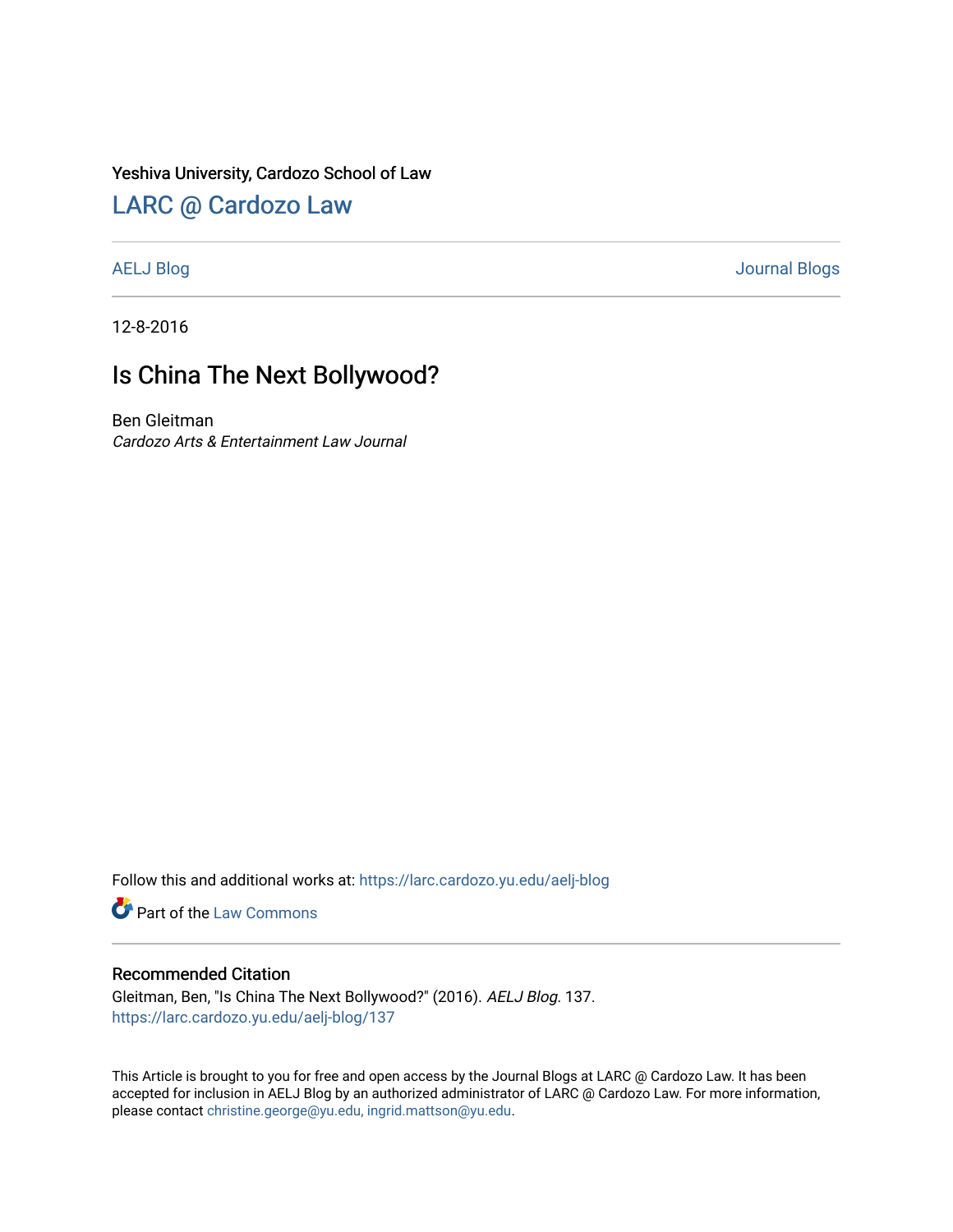Yeshiva University, Cardozo School of Law

## LARC @ Cardozo Law

AELJ Blog | Journal Blogs

12-8-2016

# Is China The Next Bollywood?

Ben Gleitman
*Cardozo Arts & Entertainment Law Journal*

Follow this and additional works at: https://larc.cardozo.yu.edu/aelj-blog

Part of the Law Commons

### Recommended Citation

Gleitman, Ben, "Is China The Next Bollywood?" (2016). *AELJ Blog*. 137.
https://larc.cardozo.yu.edu/aelj-blog/137

This Article is brought to you for free and open access by the Journal Blogs at LARC @ Cardozo Law. It has been accepted for inclusion in AELJ Blog by an authorized administrator of LARC @ Cardozo Law. For more information, please contact christine.george@yu.edu, ingrid.mattson@yu.edu.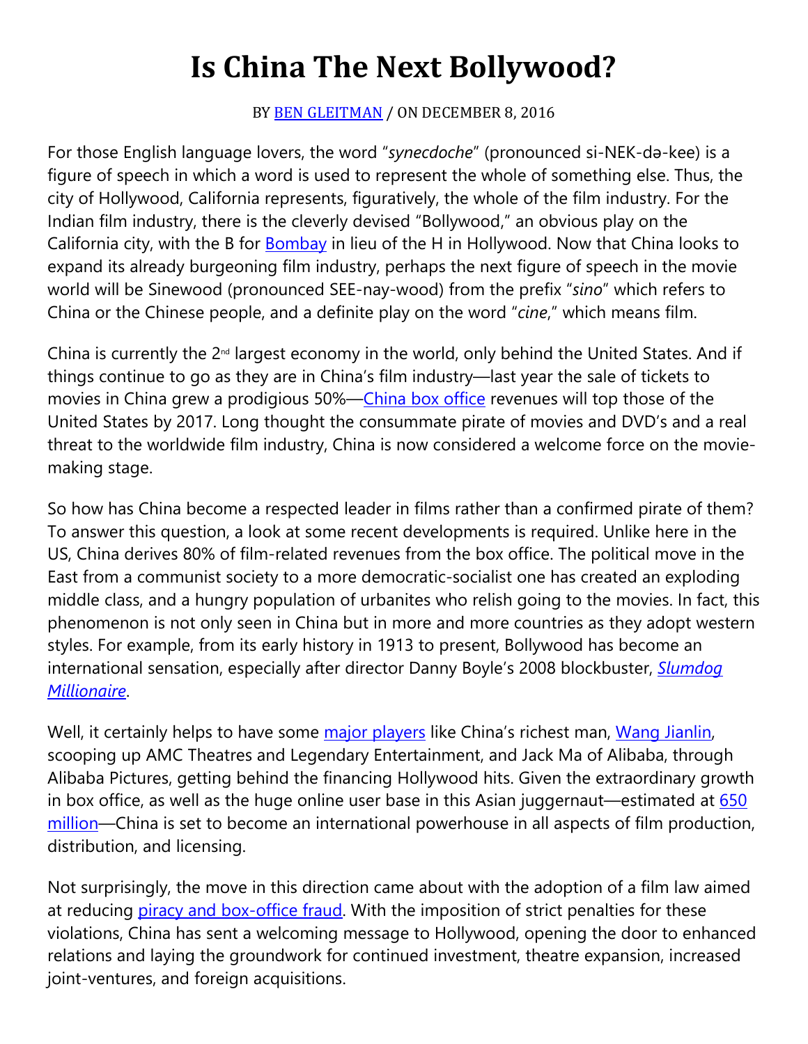# Is China The Next Bollywood?

BY BEN GLEITMAN / ON DECEMBER 8, 2016

For those English language lovers, the word "*synecdoche*" (pronounced si-NEK-də-kee) is a figure of speech in which a word is used to represent the whole of something else. Thus, the city of Hollywood, California represents, figuratively, the whole of the film industry. For the Indian film industry, there is the cleverly devised "Bollywood," an obvious play on the California city, with the B for Bombay in lieu of the H in Hollywood. Now that China looks to expand its already burgeoning film industry, perhaps the next figure of speech in the movie world will be Sinewood (pronounced SEE-nay-wood) from the prefix "*sino*" which refers to China or the Chinese people, and a definite play on the word "*cine*," which means film.

China is currently the 2nd largest economy in the world, only behind the United States. And if things continue to go as they are in China's film industry—last year the sale of tickets to movies in China grew a prodigious 50%—China box office revenues will top those of the United States by 2017. Long thought the consummate pirate of movies and DVD's and a real threat to the worldwide film industry, China is now considered a welcome force on the movie-making stage.

So how has China become a respected leader in films rather than a confirmed pirate of them? To answer this question, a look at some recent developments is required. Unlike here in the US, China derives 80% of film-related revenues from the box office. The political move in the East from a communist society to a more democratic-socialist one has created an exploding middle class, and a hungry population of urbanites who relish going to the movies. In fact, this phenomenon is not only seen in China but in more and more countries as they adopt western styles. For example, from its early history in 1913 to present, Bollywood has become an international sensation, especially after director Danny Boyle's 2008 blockbuster, *Slumdog Millionaire*.

Well, it certainly helps to have some major players like China's richest man, Wang Jianlin, scooping up AMC Theatres and Legendary Entertainment, and Jack Ma of Alibaba, through Alibaba Pictures, getting behind the financing Hollywood hits. Given the extraordinary growth in box office, as well as the huge online user base in this Asian juggernaut—estimated at 650 million—China is set to become an international powerhouse in all aspects of film production, distribution, and licensing.

Not surprisingly, the move in this direction came about with the adoption of a film law aimed at reducing piracy and box-office fraud. With the imposition of strict penalties for these violations, China has sent a welcoming message to Hollywood, opening the door to enhanced relations and laying the groundwork for continued investment, theatre expansion, increased joint-ventures, and foreign acquisitions.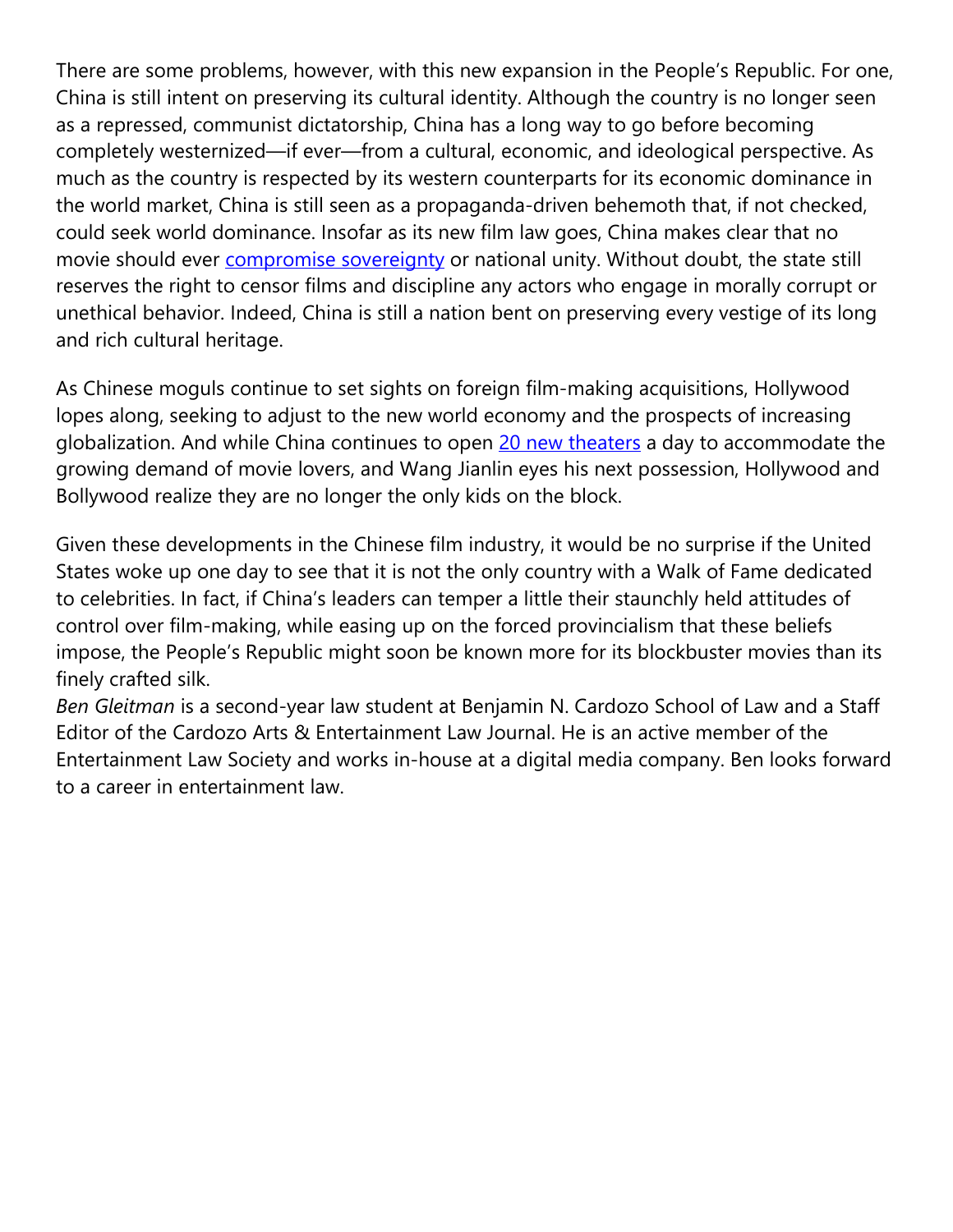There are some problems, however, with this new expansion in the People's Republic. For one, China is still intent on preserving its cultural identity. Although the country is no longer seen as a repressed, communist dictatorship, China has a long way to go before becoming completely westernized—if ever—from a cultural, economic, and ideological perspective. As much as the country is respected by its western counterparts for its economic dominance in the world market, China is still seen as a propaganda-driven behemoth that, if not checked, could seek world dominance. Insofar as its new film law goes, China makes clear that no movie should ever compromise sovereignty or national unity. Without doubt, the state still reserves the right to censor films and discipline any actors who engage in morally corrupt or unethical behavior. Indeed, China is still a nation bent on preserving every vestige of its long and rich cultural heritage.

As Chinese moguls continue to set sights on foreign film-making acquisitions, Hollywood lopes along, seeking to adjust to the new world economy and the prospects of increasing globalization. And while China continues to open 20 new theaters a day to accommodate the growing demand of movie lovers, and Wang Jianlin eyes his next possession, Hollywood and Bollywood realize they are no longer the only kids on the block.

Given these developments in the Chinese film industry, it would be no surprise if the United States woke up one day to see that it is not the only country with a Walk of Fame dedicated to celebrities. In fact, if China's leaders can temper a little their staunchly held attitudes of control over film-making, while easing up on the forced provincialism that these beliefs impose, the People's Republic might soon be known more for its blockbuster movies than its finely crafted silk.

*Ben Gleitman* is a second-year law student at Benjamin N. Cardozo School of Law and a Staff Editor of the Cardozo Arts & Entertainment Law Journal. He is an active member of the Entertainment Law Society and works in-house at a digital media company. Ben looks forward to a career in entertainment law.